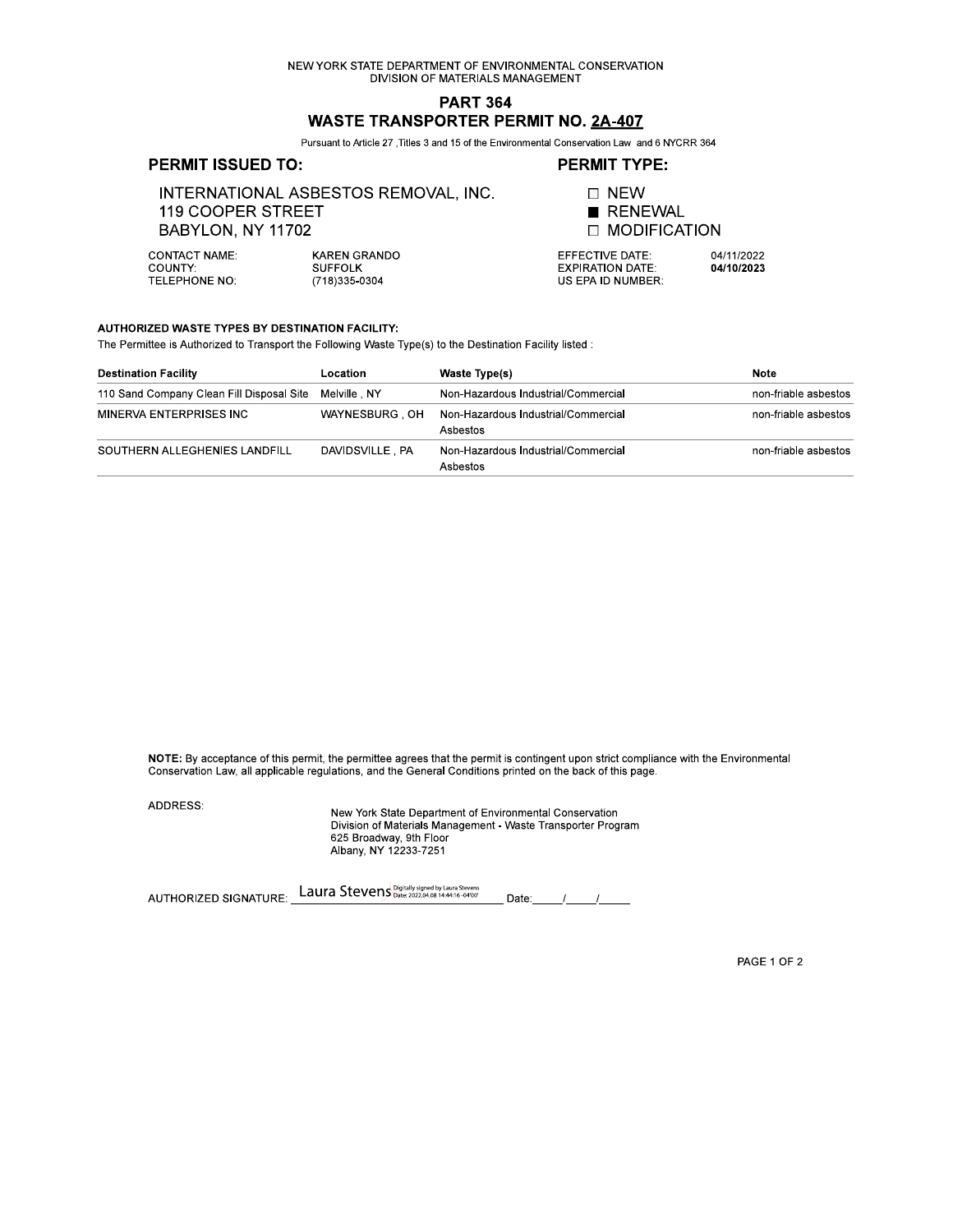NEW YORK STATE DEPARTMENT OF ENVIRONMENTAL CONSERVATION
DIVISION OF MATERIALS MANAGEMENT

# PART 364
# WASTE TRANSPORTER PERMIT NO. 2A-407

Pursuant to Article 27 ,Titles 3 and 15 of the Environmental Conservation Law and 6 NYCRR 364

## PERMIT ISSUED TO:

INTERNATIONAL ASBESTOS REMOVAL, INC.
119 COOPER STREET
BABYLON, NY 11702

CONTACT NAME: KAREN GRANDO
COUNTY: SUFFOLK
TELEPHONE NO: (718)335-0304

## PERMIT TYPE:

☐ NEW
■ RENEWAL
☐ MODIFICATION

EFFECTIVE DATE: 04/11/2022
EXPIRATION DATE: **04/10/2023**
US EPA ID NUMBER:

**AUTHORIZED WASTE TYPES BY DESTINATION FACILITY:**

The Permittee is Authorized to Transport the Following Waste Type(s) to the Destination Facility listed :

| Destination Facility | Location | Waste Type(s) | Note |
|---|---|---|---|
| 110 Sand Company Clean Fill Disposal Site | Melville , NY | Non-Hazardous Industrial/Commercial | non-friable asbestos |
| MINERVA ENTERPRISES INC | WAYNESBURG , OH | Non-Hazardous Industrial/Commercial Asbestos | non-friable asbestos |
| SOUTHERN ALLEGHENIES LANDFILL | DAVIDSVILLE , PA | Non-Hazardous Industrial/Commercial Asbestos | non-friable asbestos |

**NOTE:** By acceptance of this permit, the permittee agrees that the permit is contingent upon strict compliance with the Environmental Conservation Law, all applicable regulations, and the General Conditions printed on the back of this page.

ADDRESS:

New York State Department of Environmental Conservation
Division of Materials Management - Waste Transporter Program
625 Broadway, 9th Floor
Albany, NY 12233-7251

AUTHORIZED SIGNATURE: Laura Stevens Digitally signed by Laura Stevens Date: 2022.04.08 14:44:16 -04'00' Date:\_\_\_\_\_/\_\_\_\_\_/\_\_\_\_\_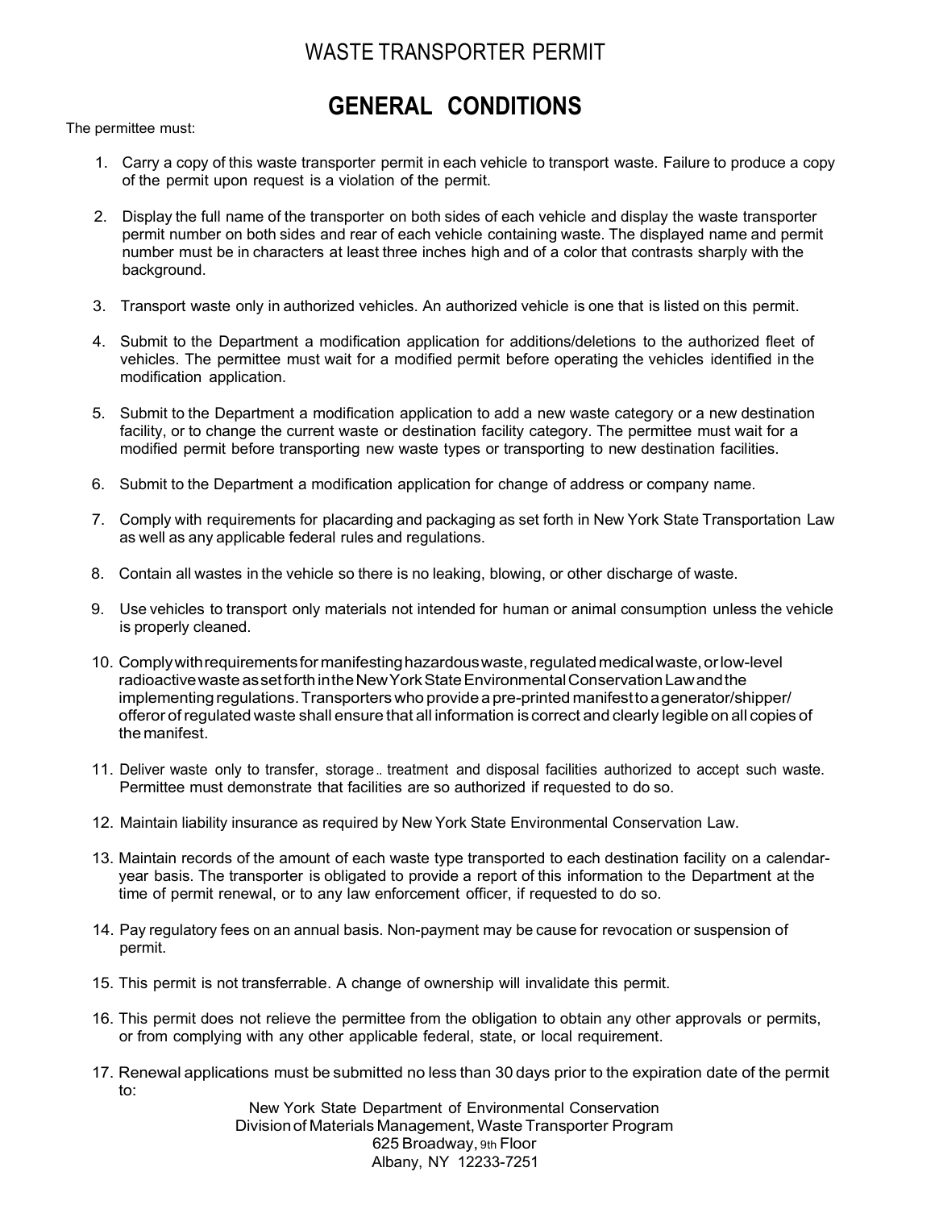# WASTE TRANSPORTER PERMIT

## GENERAL CONDITIONS

The permittee must:

1. Carry a copy of this waste transporter permit in each vehicle to transport waste. Failure to produce a copy of the permit upon request is a violation of the permit.

2. Display the full name of the transporter on both sides of each vehicle and display the waste transporter permit number on both sides and rear of each vehicle containing waste. The displayed name and permit number must be in characters at least three inches high and of a color that contrasts sharply with the background.

3. Transport waste only in authorized vehicles. An authorized vehicle is one that is listed on this permit.

4. Submit to the Department a modification application for additions/deletions to the authorized fleet of vehicles. The permittee must wait for a modified permit before operating the vehicles identified in the modification application.

5. Submit to the Department a modification application to add a new waste category or a new destination facility, or to change the current waste or destination facility category. The permittee must wait for a modified permit before transporting new waste types or transporting to new destination facilities.

6. Submit to the Department a modification application for change of address or company name.

7. Comply with requirements for placarding and packaging as set forth in New York State Transportation Law as well as any applicable federal rules and regulations.

8. Contain all wastes in the vehicle so there is no leaking, blowing, or other discharge of waste.

9. Use vehicles to transport only materials not intended for human or animal consumption unless the vehicle is properly cleaned.

10. Comply with requirements for manifesting hazardous waste, regulated medical waste, or low-level radioactive waste as set forth in the New York State Environmental Conservation Law and the implementing regulations. Transporters who provide a pre-printed manifest to a generator/shipper/offeror of regulated waste shall ensure that all information is correct and clearly legible on all copies of the manifest.

11. Deliver waste only to transfer, storage., treatment and disposal facilities authorized to accept such waste. Permittee must demonstrate that facilities are so authorized if requested to do so.

12. Maintain liability insurance as required by New York State Environmental Conservation Law.

13. Maintain records of the amount of each waste type transported to each destination facility on a calendar-year basis. The transporter is obligated to provide a report of this information to the Department at the time of permit renewal, or to any law enforcement officer, if requested to do so.

14. Pay regulatory fees on an annual basis. Non-payment may be cause for revocation or suspension of permit.

15. This permit is not transferrable. A change of ownership will invalidate this permit.

16. This permit does not relieve the permittee from the obligation to obtain any other approvals or permits, or from complying with any other applicable federal, state, or local requirement.

17. Renewal applications must be submitted no less than 30 days prior to the expiration date of the permit to:

New York State Department of Environmental Conservation
Division of Materials Management, Waste Transporter Program
625 Broadway, 9th Floor
Albany, NY 12233-7251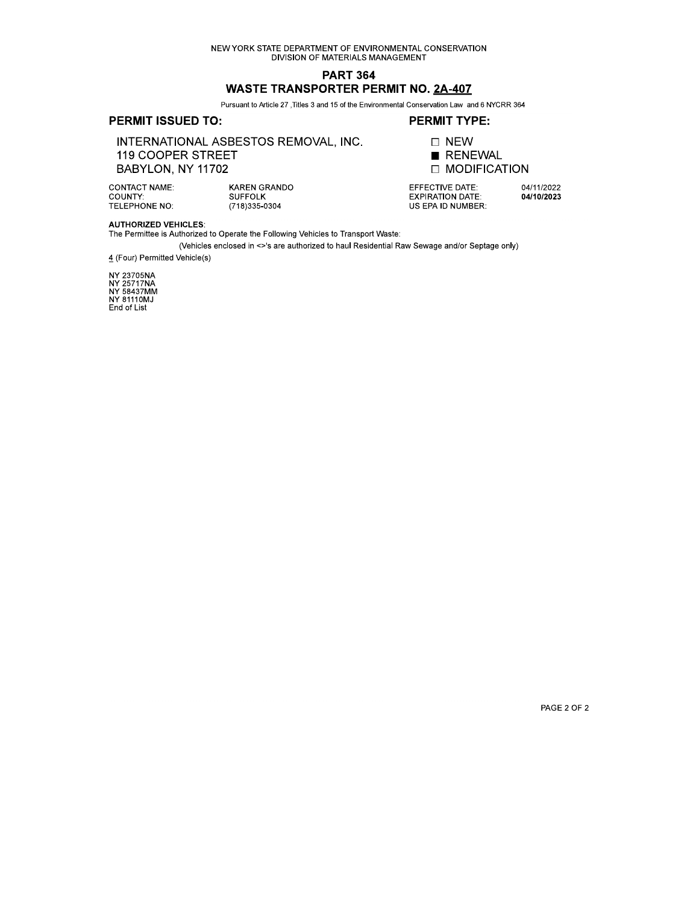NEW YORK STATE DEPARTMENT OF ENVIRONMENTAL CONSERVATION
DIVISION OF MATERIALS MANAGEMENT

# PART 364
# WASTE TRANSPORTER PERMIT NO. 2A-407

Pursuant to Article 27 ,Titles 3 and 15 of the Environmental Conservation Law and 6 NYCRR 364

## PERMIT ISSUED TO:

INTERNATIONAL ASBESTOS REMOVAL, INC.
119 COOPER STREET
BABYLON, NY 11702

| | |
|---|---|
| CONTACT NAME: | KAREN GRANDO |
| COUNTY: | SUFFOLK |
| TELEPHONE NO: | (718)335-0304 |

## PERMIT TYPE:

- ☐ NEW
- ■ RENEWAL
- ☐ MODIFICATION

| | |
|---|---|
| EFFECTIVE DATE: | 04/11/2022 |
| EXPIRATION DATE: | **04/10/2023** |
| US EPA ID NUMBER: | |

**AUTHORIZED VEHICLES:**
The Permittee is Authorized to Operate the Following Vehicles to Transport Waste:

(Vehicles enclosed in <>'s are authorized to haul Residential Raw Sewage and/or Septage only)

4 (Four) Permitted Vehicle(s)

NY 23705NA
NY 25717NA
NY 58437MM
NY 81110MJ
End of List